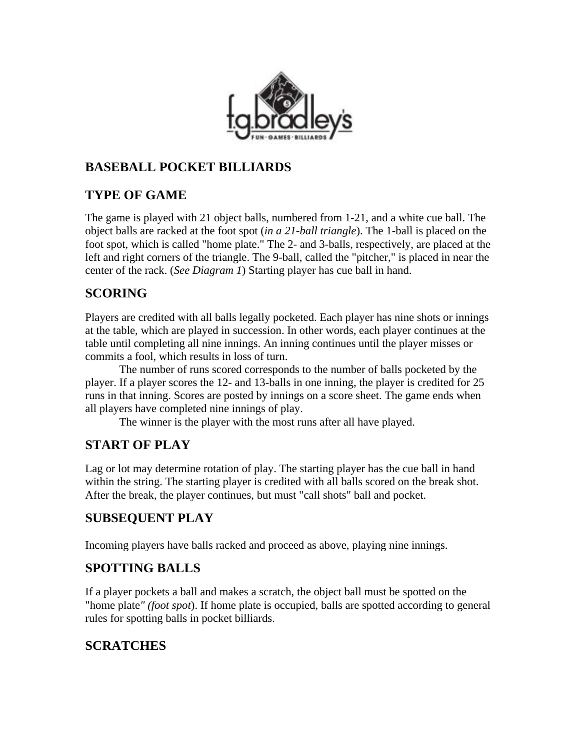# BASEBALL POCKET BILLIARDS

## TYPE OF GAME

The game is played with 21 object balls, numbered from 1-21, and a white cue ball. The object balls are racked at the foot spot (*in a 21-ball triangle*). The 1-ball is placed on the foot spot, which is called "home plate." The 2- and 3-balls, respectively, are placed at the left and right corners of the triangle. The 9-ball, called the "pitcher," is placed in near the center of the rack. (*See Diagram 1*) Starting player has cue ball in hand.

## SCORING

Players are credited with all balls legally pocketed. Each player has nine shots or innings at the table, which are played in succession. In other words, each player continues at the table until completing all nine innings. An inning continues until the player misses or commits a fool, which results in loss of turn.

The number of runs scored corresponds to the number of balls pocketed by the player. If a player scores the 12- and 13-balls in one inning, the player is credited for 25 runs in that inning. Scores are posted by innings on a score sheet. The game ends when all players have completed nine innings of play.

The winner is the player with the most runs after all have played.

## START OF PLAY

Lag or lot may determine rotation of play. The starting player has the cue ball in hand within the string. The starting player is credited with all balls scored on the break shot. After the break, the player continues, but must "call shots" ball and pocket.

## SUBSEQUENT PLAY

Incoming players have balls racked and proceed as above, playing nine innings.

## SPOTTING BALLS

If a player pockets a ball and makes a scratch, the object ball must be spotted on the "home plate*" (foot spot*). If home plate is occupied, balls are spotted according to general rules for spotting balls in pocket billiards.

## SCRATCHES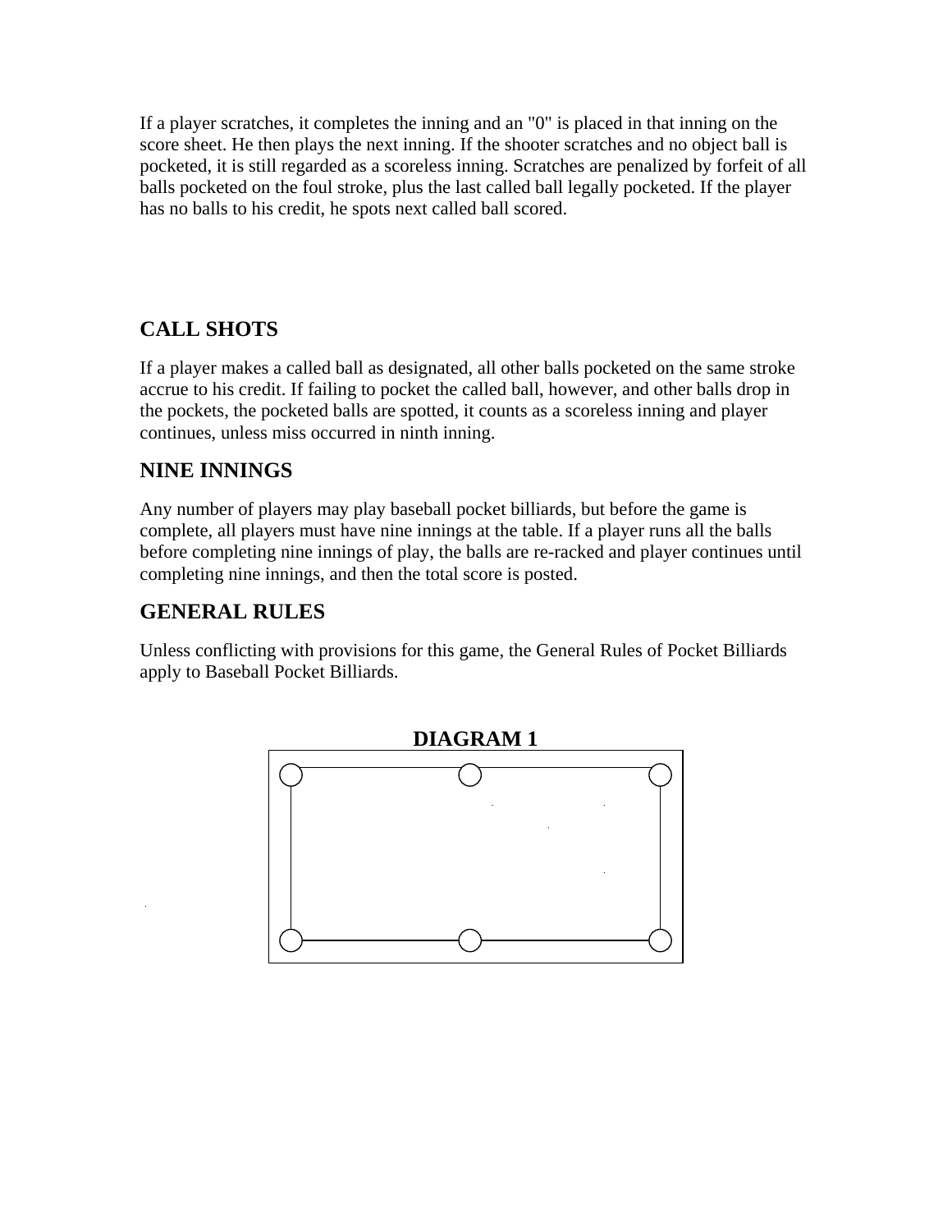If a player scratches, it completes the inning and an "0" is placed in that inning on the score sheet. He then plays the next inning. If the shooter scratches and no object ball is pocketed, it is still regarded as a scoreless inning. Scratches are penalized by forfeit of all balls pocketed on the foul stroke, plus the last called ball legally pocketed. If the player has no balls to his credit, he spots next called ball scored.

## CALL SHOTS

If a player makes a called ball as designated, all other balls pocketed on the same stroke accrue to his credit. If failing to pocket the called ball, however, and other balls drop in the pockets, the pocketed balls are spotted, it counts as a scoreless inning and player continues, unless miss occurred in ninth inning.

## NINE INNINGS

Any number of players may play baseball pocket billiards, but before the game is complete, all players must have nine innings at the table. If a player runs all the balls before completing nine innings of play, the balls are re-racked and player continues until completing nine innings, and then the total score is posted.

## GENERAL RULES

Unless conflicting with provisions for this game, the General Rules of Pocket Billiards apply to Baseball Pocket Billiards.

**DIAGRAM 1**